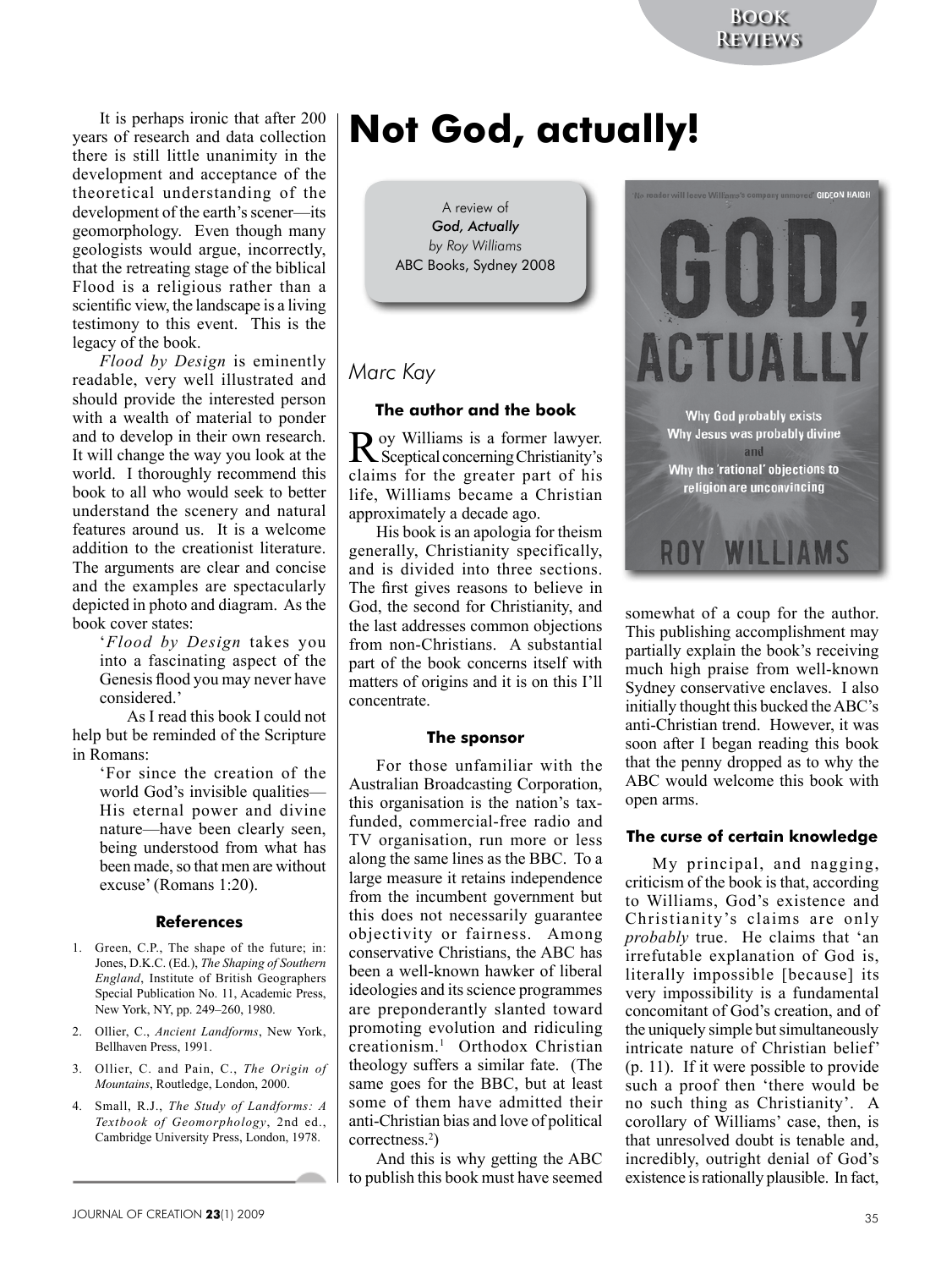It is perhaps ironic that after 200 years of research and data collection there is still little unanimity in the development and acceptance of the theoretical understanding of the development of the earth's scener—its geomorphology. Even though many geologists would argue, incorrectly, that the retreating stage of the biblical Flood is a religious rather than a scientific view, the landscape is a living testimony to this event. This is the legacy of the book.

*Flood by Design* is eminently readable, very well illustrated and should provide the interested person with a wealth of material to ponder and to develop in their own research. It will change the way you look at the world. I thoroughly recommend this book to all who would seek to better understand the scenery and natural features around us. It is a welcome addition to the creationist literature. The arguments are clear and concise and the examples are spectacularly depicted in photo and diagram. As the book cover states:

> '*Flood by Design* takes you into a fascinating aspect of the Genesis flood you may never have considered.'

As I read this book I could not help but be reminded of the Scripture in Romans:

> 'For since the creation of the world God's invisible qualities—His eternal power and divine nature—have been clearly seen, being understood from what has been made, so that men are without excuse' (Romans 1:20).

### References

1. Green, C.P., The shape of the future; in: Jones, D.K.C. (Ed.), *The Shaping of Southern England*, Institute of British Geographers Special Publication No. 11, Academic Press, New York, NY, pp. 249–260, 1980.
2. Ollier, C., *Ancient Landforms*, New York, Bellhaven Press, 1991.
3. Ollier, C. and Pain, C., *The Origin of Mountains*, Routledge, London, 2000.
4. Small, R.J., *The Study of Landforms: A Textbook of Geomorphology*, 2nd ed., Cambridge University Press, London, 1978.

# Not God, actually!

A review of
*God, Actually*
*by Roy Williams*
ABC Books, Sydney 2008

*Marc Kay*

### The author and the book

Roy Williams is a former lawyer. Sceptical concerning Christianity's claims for the greater part of his life, Williams became a Christian approximately a decade ago.

His book is an apologia for theism generally, Christianity specifically, and is divided into three sections. The first gives reasons to believe in God, the second for Christianity, and the last addresses common objections from non-Christians. A substantial part of the book concerns itself with matters of origins and it is on this I'll concentrate.

### The sponsor

For those unfamiliar with the Australian Broadcasting Corporation, this organisation is the nation's tax-funded, commercial-free radio and TV organisation, run more or less along the same lines as the BBC. To a large measure it retains independence from the incumbent government but this does not necessarily guarantee objectivity or fairness. Among conservative Christians, the ABC has been a well-known hawker of liberal ideologies and its science programmes are preponderantly slanted toward promoting evolution and ridiculing creationism.[1] Orthodox Christian theology suffers a similar fate. (The same goes for the BBC, but at least some of them have admitted their anti-Christian bias and love of political correctness.[2])

And this is why getting the ABC to publish this book must have seemed somewhat of a coup for the author. This publishing accomplishment may partially explain the book's receiving much high praise from well-known Sydney conservative enclaves. I also initially thought this bucked the ABC's anti-Christian trend. However, it was soon after I began reading this book that the penny dropped as to why the ABC would welcome this book with open arms.

### The curse of certain knowledge

My principal, and nagging, criticism of the book is that, according to Williams, God's existence and Christianity's claims are only *probably* true. He claims that 'an irrefutable explanation of God is, literally impossible [because] its very impossibility is a fundamental concomitant of God's creation, and of the uniquely simple but simultaneously intricate nature of Christian belief' (p. 11). If it were possible to provide such a proof then 'there would be no such thing as Christianity'. A corollary of Williams' case, then, is that unresolved doubt is tenable and, incredibly, outright denial of God's existence is rationally plausible. In fact,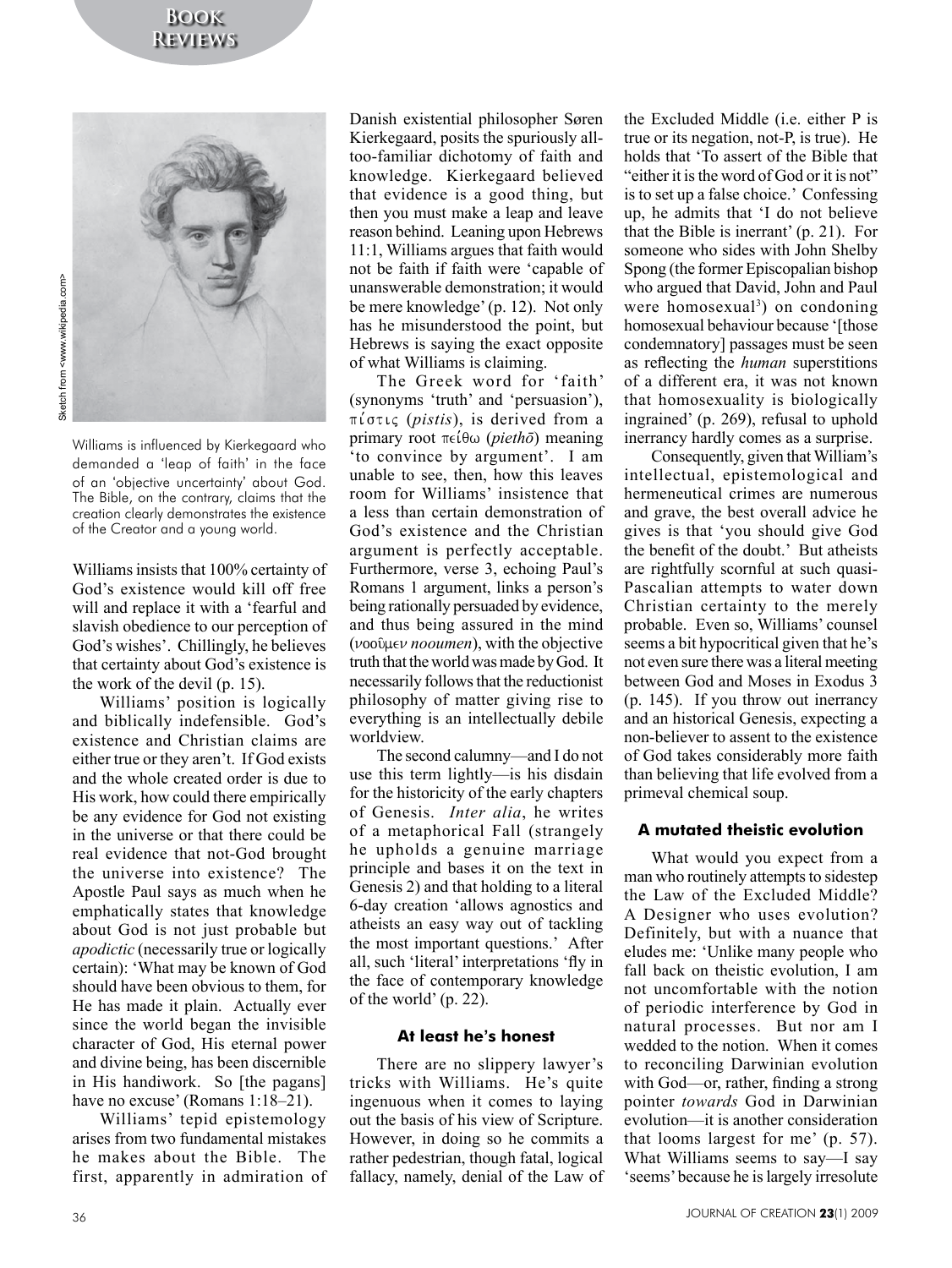Williams is influenced by Kierkegaard who demanded a 'leap of faith' in the face of an 'objective uncertainty' about God. The Bible, on the contrary, claims that the creation clearly demonstrates the existence of the Creator and a young world.

Sketch from <www.wikipedia.com>

Williams insists that 100% certainty of God's existence would kill off free will and replace it with a 'fearful and slavish obedience to our perception of God's wishes'. Chillingly, he believes that certainty about God's existence is the work of the devil (p. 15).

Williams' position is logically and biblically indefensible. God's existence and Christian claims are either true or they aren't. If God exists and the whole created order is due to His work, how could there empirically be any evidence for God not existing in the universe or that there could be real evidence that not-God brought the universe into existence? The Apostle Paul says as much when he emphatically states that knowledge about God is not just probable but *apodictic* (necessarily true or logically certain): 'What may be known of God should have been obvious to them, for He has made it plain. Actually ever since the world began the invisible character of God, His eternal power and divine being, has been discernible in His handiwork. So [the pagans] have no excuse' (Romans 1:18–21).

Williams' tepid epistemology arises from two fundamental mistakes he makes about the Bible. The first, apparently in admiration of Danish existential philosopher Søren Kierkegaard, posits the spuriously all-too-familiar dichotomy of faith and knowledge. Kierkegaard believed that evidence is a good thing, but then you must make a leap and leave reason behind. Leaning upon Hebrews 11:1, Williams argues that faith would not be faith if faith were 'capable of unanswerable demonstration; it would be mere knowledge' (p. 12). Not only has he misunderstood the point, but Hebrews is saying the exact opposite of what Williams is claiming.

The Greek word for 'faith' (synonyms 'truth' and 'persuasion'), πίστις (*pistis*), is derived from a primary root πείθω (*piethō*) meaning 'to convince by argument'. I am unable to see, then, how this leaves room for Williams' insistence that a less than certain demonstration of God's existence and the Christian argument is perfectly acceptable. Furthermore, verse 3, echoing Paul's Romans 1 argument, links a person's being rationally persuaded by evidence, and thus being assured in the mind (νοοῦμεν *nooumen*), with the objective truth that the world was made by God. It necessarily follows that the reductionist philosophy of matter giving rise to everything is an intellectually debile worldview.

The second calumny—and I do not use this term lightly—is his disdain for the historicity of the early chapters of Genesis. *Inter alia*, he writes of a metaphorical Fall (strangely he upholds a genuine marriage principle and bases it on the text in Genesis 2) and that holding to a literal 6-day creation 'allows agnostics and atheists an easy way out of tackling the most important questions.' After all, such 'literal' interpretations 'fly in the face of contemporary knowledge of the world' (p. 22).

### At least he's honest

There are no slippery lawyer's tricks with Williams. He's quite ingenuous when it comes to laying out the basis of his view of Scripture. However, in doing so he commits a rather pedestrian, though fatal, logical fallacy, namely, denial of the Law of the Excluded Middle (i.e. either P is true or its negation, not-P, is true). He holds that 'To assert of the Bible that "either it is the word of God or it is not" is to set up a false choice.' Confessing up, he admits that 'I do not believe that the Bible is inerrant' (p. 21). For someone who sides with John Shelby Spong (the former Episcopalian bishop who argued that David, John and Paul were homosexual[3]) on condoning homosexual behaviour because '[those condemnatory] passages must be seen as reflecting the *human* superstitions of a different era, it was not known that homosexuality is biologically ingrained' (p. 269), refusal to uphold inerrancy hardly comes as a surprise.

Consequently, given that William's intellectual, epistemological and hermeneutical crimes are numerous and grave, the best overall advice he gives is that 'you should give God the benefit of the doubt.' But atheists are rightfully scornful at such quasi-Pascalian attempts to water down Christian certainty to the merely probable. Even so, Williams' counsel seems a bit hypocritical given that he's not even sure there was a literal meeting between God and Moses in Exodus 3 (p. 145). If you throw out inerrancy and an historical Genesis, expecting a non-believer to assent to the existence of God takes considerably more faith than believing that life evolved from a primeval chemical soup.

### A mutated theistic evolution

What would you expect from a man who routinely attempts to sidestep the Law of the Excluded Middle? A Designer who uses evolution? Definitely, but with a nuance that eludes me: 'Unlike many people who fall back on theistic evolution, I am not uncomfortable with the notion of periodic interference by God in natural processes. But nor am I wedded to the notion. When it comes to reconciling Darwinian evolution with God—or, rather, finding a strong pointer *towards* God in Darwinian evolution—it is another consideration that looms largest for me' (p. 57). What Williams seems to say—I say 'seems' because he is largely irresolute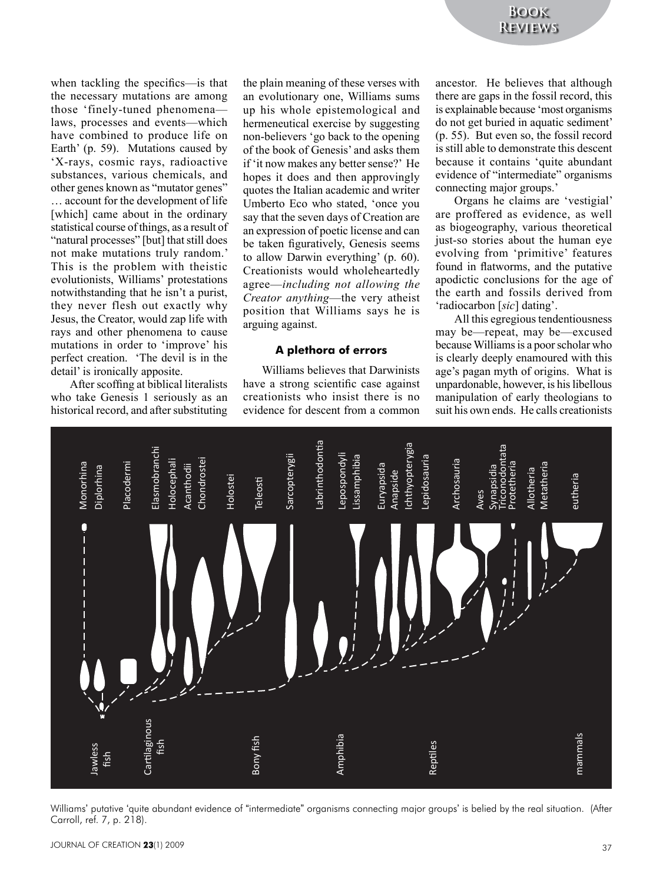when tackling the specifics—is that the necessary mutations are among those 'finely-tuned phenomena—laws, processes and events—which have combined to produce life on Earth' (p. 59). Mutations caused by 'X-rays, cosmic rays, radioactive substances, various chemicals, and other genes known as "mutator genes" … account for the development of life [which] came about in the ordinary statistical course of things, as a result of "natural processes" [but] that still does not make mutations truly random.' This is the problem with theistic evolutionists, Williams' protestations notwithstanding that he isn't a purist, they never flesh out exactly why Jesus, the Creator, would zap life with rays and other phenomena to cause mutations in order to 'improve' his perfect creation. 'The devil is in the detail' is ironically apposite.

After scoffing at biblical literalists who take Genesis 1 seriously as an historical record, and after substituting the plain meaning of these verses with an evolutionary one, Williams sums up his whole epistemological and hermeneutical exercise by suggesting non-believers 'go back to the opening of the book of Genesis' and asks them if 'it now makes any better sense?' He hopes it does and then approvingly quotes the Italian academic and writer Umberto Eco who stated, 'once you say that the seven days of Creation are an expression of poetic license and can be taken figuratively, Genesis seems to allow Darwin everything' (p. 60). Creationists would wholeheartedly agree—*including not allowing the Creator anything*—the very atheist position that Williams says he is arguing against.

### A plethora of errors

Williams believes that Darwinists have a strong scientific case against creationists who insist there is no evidence for descent from a common ancestor. He believes that although there are gaps in the fossil record, this is explainable because 'most organisms do not get buried in aquatic sediment' (p. 55). But even so, the fossil record is still able to demonstrate this descent because it contains 'quite abundant evidence of "intermediate" organisms connecting major groups.'

Organs he claims are 'vestigial' are proffered as evidence, as well as biogeography, various theoretical just-so stories about the human eye evolving from 'primitive' features found in flatworms, and the putative apodictic conclusions for the age of the earth and fossils derived from 'radiocarbon [*sic*] dating'.

All this egregious tendentiousness may be—repeat, may be—excused because Williams is a poor scholar who is clearly deeply enamoured with this age's pagan myth of origins. What is unpardonable, however, is his libellous manipulation of early theologians to suit his own ends. He calls creationists

Williams' putative 'quite abundant evidence of "intermediate" organisms connecting major groups' is belied by the real situation. (After Carroll, ref. 7, p. 218).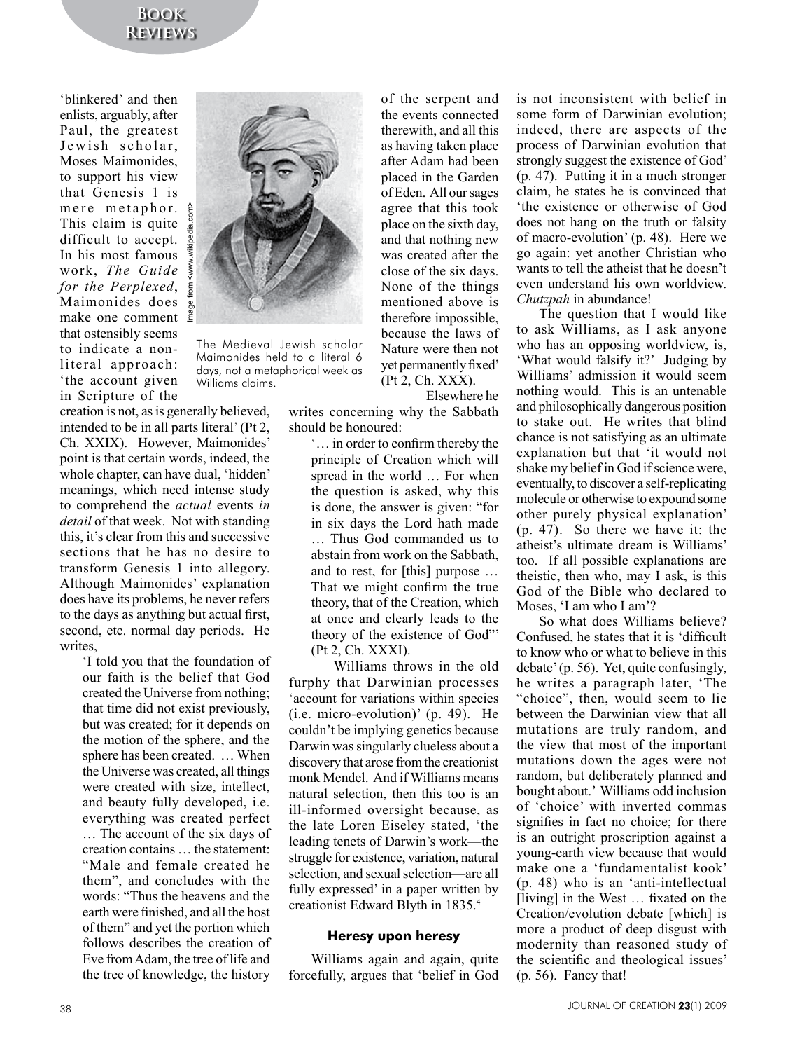'blinkered' and then enlists, arguably, after Paul, the greatest Jewish scholar, Moses Maimonides, to support his view that Genesis 1 is mere metaphor. This claim is quite difficult to accept. In his most famous work, *The Guide for the Perplexed*, Maimonides does make one comment that ostensibly seems to indicate a non-literal approach: 'the account given in Scripture of the creation is not, as is generally believed, intended to be in all parts literal' (Pt 2, Ch. XXIX). However, Maimonides' point is that certain words, indeed, the whole chapter, can have dual, 'hidden' meanings, which need intense study to comprehend the *actual* events *in detail* of that week. Not with standing this, it's clear from this and successive sections that he has no desire to transform Genesis 1 into allegory. Although Maimonides' explanation does have its problems, he never refers to the days as anything but actual first, second, etc. normal day periods. He writes,

> 'I told you that the foundation of our faith is the belief that God created the Universe from nothing; that time did not exist previously, but was created; for it depends on the motion of the sphere, and the sphere has been created. … When the Universe was created, all things were created with size, intellect, and beauty fully developed, i.e. everything was created perfect … The account of the six days of creation contains … the statement: "Male and female created he them", and concludes with the words: "Thus the heavens and the earth were finished, and all the host of them" and yet the portion which follows describes the creation of Eve from Adam, the tree of life and the tree of knowledge, the history of the serpent and the events connected therewith, and all this as having taken place after Adam had been placed in the Garden of Eden. All our sages agree that this took place on the sixth day, and that nothing new was created after the close of the six days. None of the things mentioned above is therefore impossible, because the laws of Nature were then not yet permanently fixed' (Pt 2, Ch. XXX).

Image from <www.wikipedia.com>

The Medieval Jewish scholar Maimonides held to a literal 6 days, not a metaphorical week as Williams claims.

Elsewhere he writes concerning why the Sabbath should be honoured:

> '… in order to confirm thereby the principle of Creation which will spread in the world … For when the question is asked, why this is done, the answer is given: "for in six days the Lord hath made … Thus God commanded us to abstain from work on the Sabbath, and to rest, for [this] purpose … That we might confirm the true theory, that of the Creation, which at once and clearly leads to the theory of the existence of God"' (Pt 2, Ch. XXXI).

Williams throws in the old furphy that Darwinian processes 'account for variations within species (i.e. micro-evolution)' (p. 49). He couldn't be implying genetics because Darwin was singularly clueless about a discovery that arose from the creationist monk Mendel. And if Williams means natural selection, then this too is an ill-informed oversight because, as the late Loren Eiseley stated, 'the leading tenets of Darwin's work—the struggle for existence, variation, natural selection, and sexual selection—are all fully expressed' in a paper written by creationist Edward Blyth in 1835.[4]

#### Heresy upon heresy

Williams again and again, quite forcefully, argues that 'belief in God is not inconsistent with belief in some form of Darwinian evolution; indeed, there are aspects of the process of Darwinian evolution that strongly suggest the existence of God' (p. 47). Putting it in a much stronger claim, he states he is convinced that 'the existence or otherwise of God does not hang on the truth or falsity of macro-evolution' (p. 48). Here we go again: yet another Christian who wants to tell the atheist that he doesn't even understand his own worldview. *Chutzpah* in abundance!

The question that I would like to ask Williams, as I ask anyone who has an opposing worldview, is, 'What would falsify it?' Judging by Williams' admission it would seem nothing would. This is an untenable and philosophically dangerous position to stake out. He writes that blind chance is not satisfying as an ultimate explanation but that 'it would not shake my belief in God if science were, eventually, to discover a self-replicating molecule or otherwise to expound some other purely physical explanation' (p. 47). So there we have it: the atheist's ultimate dream is Williams' too. If all possible explanations are theistic, then who, may I ask, is this God of the Bible who declared to Moses, 'I am who I am'?

So what does Williams believe? Confused, he states that it is 'difficult to know who or what to believe in this debate' (p. 56). Yet, quite confusingly, he writes a paragraph later, 'The "choice", then, would seem to lie between the Darwinian view that all mutations are truly random, and the view that most of the important mutations down the ages were not random, but deliberately planned and bought about.' Williams odd inclusion of 'choice' with inverted commas signifies in fact no choice; for there is an outright proscription against a young-earth view because that would make one a 'fundamentalist kook' (p. 48) who is an 'anti-intellectual [living] in the West … fixated on the Creation/evolution debate [which] is more a product of deep disgust with modernity than reasoned study of the scientific and theological issues' (p. 56). Fancy that!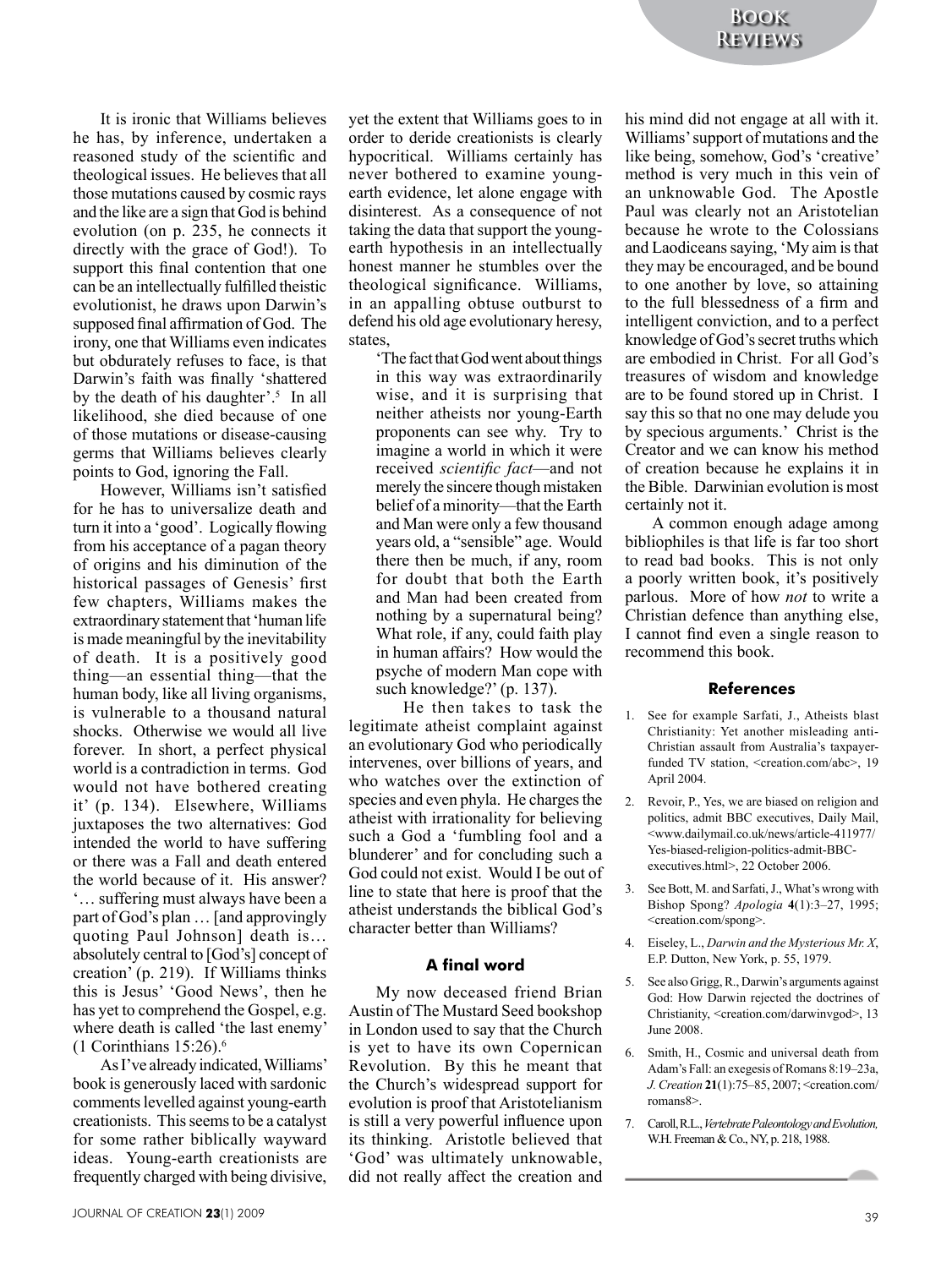It is ironic that Williams believes he has, by inference, undertaken a reasoned study of the scientific and theological issues. He believes that all those mutations caused by cosmic rays and the like are a sign that God is behind evolution (on p. 235, he connects it directly with the grace of God!). To support this final contention that one can be an intellectually fulfilled theistic evolutionist, he draws upon Darwin's supposed final affirmation of God. The irony, one that Williams even indicates but obdurately refuses to face, is that Darwin's faith was finally 'shattered by the death of his daughter'.[5] In all likelihood, she died because of one of those mutations or disease-causing germs that Williams believes clearly points to God, ignoring the Fall.

However, Williams isn't satisfied for he has to universalize death and turn it into a 'good'. Logically flowing from his acceptance of a pagan theory of origins and his diminution of the historical passages of Genesis' first few chapters, Williams makes the extraordinary statement that 'human life is made meaningful by the inevitability of death. It is a positively good thing—an essential thing—that the human body, like all living organisms, is vulnerable to a thousand natural shocks. Otherwise we would all live forever. In short, a perfect physical world is a contradiction in terms. God would not have bothered creating it' (p. 134). Elsewhere, Williams juxtaposes the two alternatives: God intended the world to have suffering or there was a Fall and death entered the world because of it. His answer? '… suffering must always have been a part of God's plan … [and approvingly quoting Paul Johnson] death is… absolutely central to [God's] concept of creation' (p. 219). If Williams thinks this is Jesus' 'Good News', then he has yet to comprehend the Gospel, e.g. where death is called 'the last enemy' (1 Corinthians 15:26).[6]

As I've already indicated, Williams' book is generously laced with sardonic comments levelled against young-earth creationists. This seems to be a catalyst for some rather biblically wayward ideas. Young-earth creationists are frequently charged with being divisive, yet the extent that Williams goes to in order to deride creationists is clearly hypocritical. Williams certainly has never bothered to examine young-earth evidence, let alone engage with disinterest. As a consequence of not taking the data that support the young-earth hypothesis in an intellectually honest manner he stumbles over the theological significance. Williams, in an appalling obtuse outburst to defend his old age evolutionary heresy, states,

> 'The fact that God went about things in this way was extraordinarily wise, and it is surprising that neither atheists nor young-Earth proponents can see why. Try to imagine a world in which it were received *scientific fact*—and not merely the sincere though mistaken belief of a minority—that the Earth and Man were only a few thousand years old, a "sensible" age. Would there then be much, if any, room for doubt that both the Earth and Man had been created from nothing by a supernatural being? What role, if any, could faith play in human affairs? How would the psyche of modern Man cope with such knowledge?' (p. 137).

He then takes to task the legitimate atheist complaint against an evolutionary God who periodically intervenes, over billions of years, and who watches over the extinction of species and even phyla. He charges the atheist with irrationality for believing such a God a 'fumbling fool and a blunderer' and for concluding such a God could not exist. Would I be out of line to state that here is proof that the atheist understands the biblical God's character better than Williams?

## A final word

My now deceased friend Brian Austin of The Mustard Seed bookshop in London used to say that the Church is yet to have its own Copernican Revolution. By this he meant that the Church's widespread support for evolution is proof that Aristotelianism is still a very powerful influence upon its thinking. Aristotle believed that 'God' was ultimately unknowable, did not really affect the creation and his mind did not engage at all with it. Williams' support of mutations and the like being, somehow, God's 'creative' method is very much in this vein of an unknowable God. The Apostle Paul was clearly not an Aristotelian because he wrote to the Colossians and Laodiceans saying, 'My aim is that they may be encouraged, and be bound to one another by love, so attaining to the full blessedness of a firm and intelligent conviction, and to a perfect knowledge of God's secret truths which are embodied in Christ. For all God's treasures of wisdom and knowledge are to be found stored up in Christ. I say this so that no one may delude you by specious arguments.' Christ is the Creator and we can know his method of creation because he explains it in the Bible. Darwinian evolution is most certainly not it.

A common enough adage among bibliophiles is that life is far too short to read bad books. This is not only a poorly written book, it's positively parlous. More of how *not* to write a Christian defence than anything else, I cannot find even a single reason to recommend this book.

## References

1. See for example Sarfati, J., Atheists blast Christianity: Yet another misleading anti-Christian assault from Australia's taxpayer-funded TV station, <creation.com/abc>, 19 April 2004.
2. Revoir, P., Yes, we are biased on religion and politics, admit BBC executives, Daily Mail, <www.dailymail.co.uk/news/article-411977/Yes-biased-religion-politics-admit-BBC-executives.html>, 22 October 2006.
3. See Bott, M. and Sarfati, J., What's wrong with Bishop Spong? *Apologia* **4**(1):3–27, 1995; <creation.com/spong>.
4. Eiseley, L., *Darwin and the Mysterious Mr. X*, E.P. Dutton, New York, p. 55, 1979.
5. See also Grigg, R., Darwin's arguments against God: How Darwin rejected the doctrines of Christianity, <creation.com/darwinvgod>, 13 June 2008.
6. Smith, H., Cosmic and universal death from Adam's Fall: an exegesis of Romans 8:19–23a, *J. Creation* **21**(1):75–85, 2007; <creation.com/romans8>.
7. Caroll, R.L., *Vertebrate Paleontology and Evolution,* W.H. Freeman & Co., NY, p. 218, 1988.